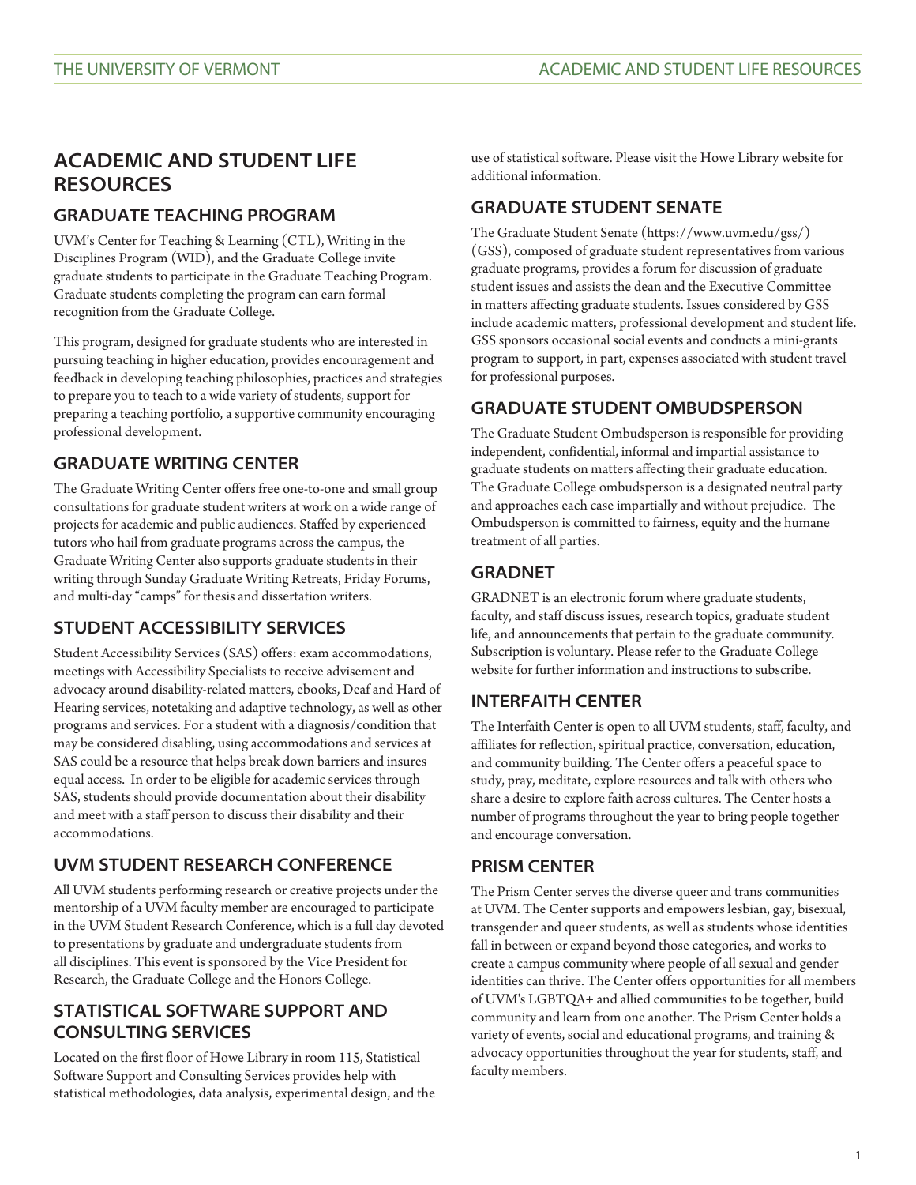# ACADEMIC AND STUDENT LIFE RESOURCES

## GRADUATE TEACHING PROGRAM

UVM's Center for Teaching & Learning (CTL), Writing in the Disciplines Program (WID), and the Graduate College invite graduate students to participate in the Graduate Teaching Program. Graduate students completing the program can earn formal recognition from the Graduate College.

This program, designed for graduate students who are interested in pursuing teaching in higher education, provides encouragement and feedback in developing teaching philosophies, practices and strategies to prepare you to teach to a wide variety of students, support for preparing a teaching portfolio, a supportive community encouraging professional development.

## GRADUATE WRITING CENTER

The Graduate Writing Center offers free one-to-one and small group consultations for graduate student writers at work on a wide range of projects for academic and public audiences. Staffed by experienced tutors who hail from graduate programs across the campus, the Graduate Writing Center also supports graduate students in their writing through Sunday Graduate Writing Retreats, Friday Forums, and multi-day "camps" for thesis and dissertation writers.

## STUDENT ACCESSIBILITY SERVICES

Student Accessibility Services (SAS) offers: exam accommodations, meetings with Accessibility Specialists to receive advisement and advocacy around disability-related matters, ebooks, Deaf and Hard of Hearing services, notetaking and adaptive technology, as well as other programs and services. For a student with a diagnosis/condition that may be considered disabling, using accommodations and services at SAS could be a resource that helps break down barriers and insures equal access. In order to be eligible for academic services through SAS, students should provide documentation about their disability and meet with a staff person to discuss their disability and their accommodations.

## UVM STUDENT RESEARCH CONFERENCE

All UVM students performing research or creative projects under the mentorship of a UVM faculty member are encouraged to participate in the UVM Student Research Conference, which is a full day devoted to presentations by graduate and undergraduate students from all disciplines. This event is sponsored by the Vice President for Research, the Graduate College and the Honors College.

## STATISTICAL SOFTWARE SUPPORT AND CONSULTING SERVICES

Located on the first floor of Howe Library in room 115, Statistical Software Support and Consulting Services provides help with statistical methodologies, data analysis, experimental design, and the use of statistical software. Please visit the Howe Library website for additional information.

## GRADUATE STUDENT SENATE

The Graduate Student Senate (https://www.uvm.edu/gss/) (GSS), composed of graduate student representatives from various graduate programs, provides a forum for discussion of graduate student issues and assists the dean and the Executive Committee in matters affecting graduate students. Issues considered by GSS include academic matters, professional development and student life. GSS sponsors occasional social events and conducts a mini-grants program to support, in part, expenses associated with student travel for professional purposes.

## GRADUATE STUDENT OMBUDSPERSON

The Graduate Student Ombudsperson is responsible for providing independent, confidential, informal and impartial assistance to graduate students on matters affecting their graduate education. The Graduate College ombudsperson is a designated neutral party and approaches each case impartially and without prejudice. The Ombudsperson is committed to fairness, equity and the humane treatment of all parties.

## GRADNET

GRADNET is an electronic forum where graduate students, faculty, and staff discuss issues, research topics, graduate student life, and announcements that pertain to the graduate community. Subscription is voluntary. Please refer to the Graduate College website for further information and instructions to subscribe.

## INTERFAITH CENTER

The Interfaith Center is open to all UVM students, staff, faculty, and affiliates for reflection, spiritual practice, conversation, education, and community building. The Center offers a peaceful space to study, pray, meditate, explore resources and talk with others who share a desire to explore faith across cultures. The Center hosts a number of programs throughout the year to bring people together and encourage conversation.

## PRISM CENTER

The Prism Center serves the diverse queer and trans communities at UVM. The Center supports and empowers lesbian, gay, bisexual, transgender and queer students, as well as students whose identities fall in between or expand beyond those categories, and works to create a campus community where people of all sexual and gender identities can thrive. The Center offers opportunities for all members of UVM's LGBTQA+ and allied communities to be together, build community and learn from one another. The Prism Center holds a variety of events, social and educational programs, and training & advocacy opportunities throughout the year for students, staff, and faculty members.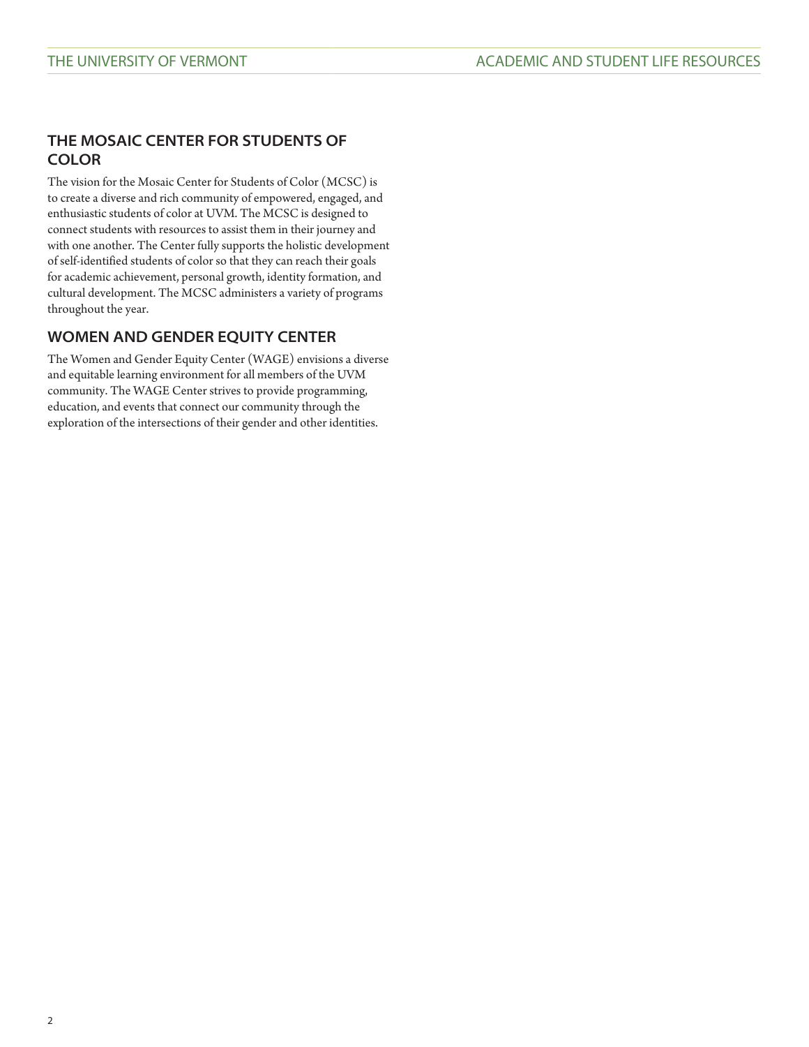## THE MOSAIC CENTER FOR STUDENTS OF COLOR

The vision for the Mosaic Center for Students of Color (MCSC) is to create a diverse and rich community of empowered, engaged, and enthusiastic students of color at UVM. The MCSC is designed to connect students with resources to assist them in their journey and with one another. The Center fully supports the holistic development of self-identified students of color so that they can reach their goals for academic achievement, personal growth, identity formation, and cultural development. The MCSC administers a variety of programs throughout the year.

## WOMEN AND GENDER EQUITY CENTER

The Women and Gender Equity Center (WAGE) envisions a diverse and equitable learning environment for all members of the UVM community. The WAGE Center strives to provide programming, education, and events that connect our community through the exploration of the intersections of their gender and other identities.